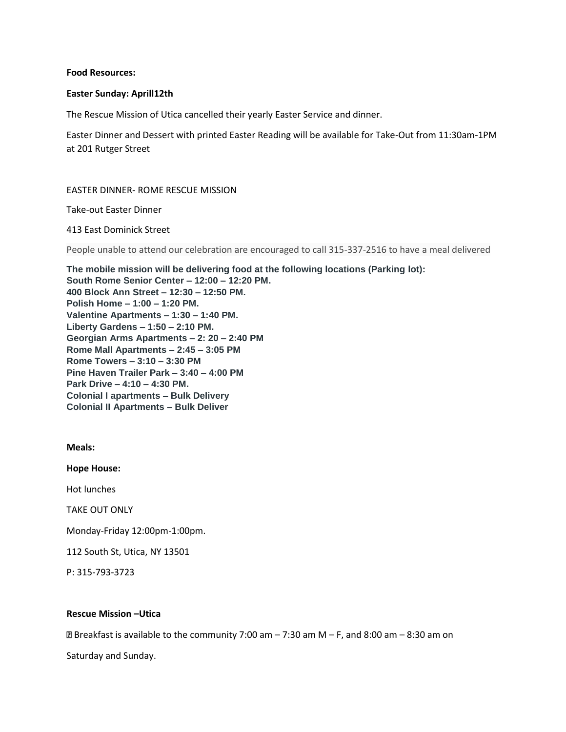**Food Resources:**

**Easter Sunday: Aprill12th**

The Rescue Mission of Utica cancelled their yearly Easter Service and dinner.

Easter Dinner and Dessert with printed Easter Reading will be available for Take-Out from 11:30am-1PM at 201 Rutger Street

EASTER DINNER- ROME RESCUE MISSION

Take-out Easter Dinner

413 East Dominick Street

People unable to attend our celebration are encouraged to call 315-337-2516 to have a meal delivered

**The mobile mission will be delivering food at the following locations (Parking lot):**
**South Rome Senior Center – 12:00 – 12:20 PM.**
**400 Block Ann Street – 12:30 – 12:50 PM.**
**Polish Home – 1:00 – 1:20 PM.**
**Valentine Apartments – 1:30 – 1:40 PM.**
**Liberty Gardens – 1:50 – 2:10 PM.**
**Georgian Arms Apartments – 2: 20 – 2:40 PM**
**Rome Mall Apartments – 2:45 – 3:05 PM**
**Rome Towers – 3:10 – 3:30 PM**
**Pine Haven Trailer Park – 3:40 – 4:00 PM**
**Park Drive – 4:10 – 4:30 PM.**
**Colonial I apartments – Bulk Delivery**
**Colonial II Apartments – Bulk Deliver**

**Meals:**

**Hope House:**

Hot lunches

TAKE OUT ONLY

Monday-Friday 12:00pm-1:00pm.

112 South St, Utica, NY 13501

P: 315-793-3723

**Rescue Mission –Utica**

- Breakfast is available to the community 7:00 am – 7:30 am M – F, and 8:00 am – 8:30 am on

Saturday and Sunday.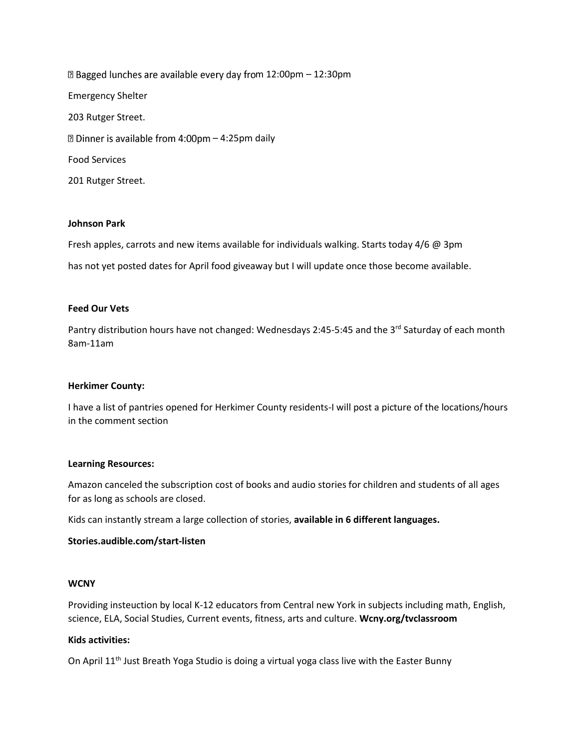Bagged lunches are available every day from 12:00pm – 12:30pm

Emergency Shelter

203 Rutger Street.

 Dinner is available from 4:00pm – 4:25pm daily

Food Services

201 Rutger Street.

**Johnson Park**

Fresh apples, carrots and new items available for individuals walking. Starts today 4/6 @ 3pm

has not yet posted dates for April food giveaway but I will update once those become available.

**Feed Our Vets**

Pantry distribution hours have not changed: Wednesdays 2:45-5:45 and the 3rd Saturday of each month 8am-11am

**Herkimer County:**

I have a list of pantries opened for Herkimer County residents-I will post a picture of the locations/hours in the comment section

**Learning Resources:**

Amazon canceled the subscription cost of books and audio stories for children and students of all ages for as long as schools are closed.

Kids can instantly stream a large collection of stories, **available in 6 different languages.**

**Stories.audible.com/start-listen**

**WCNY**

Providing insteuction by local K-12 educators from Central new York in subjects including math, English, science, ELA, Social Studies, Current events, fitness, arts and culture. **Wcny.org/tvclassroom**

**Kids activities:**

On April 11th Just Breath Yoga Studio is doing a virtual yoga class live with the Easter Bunny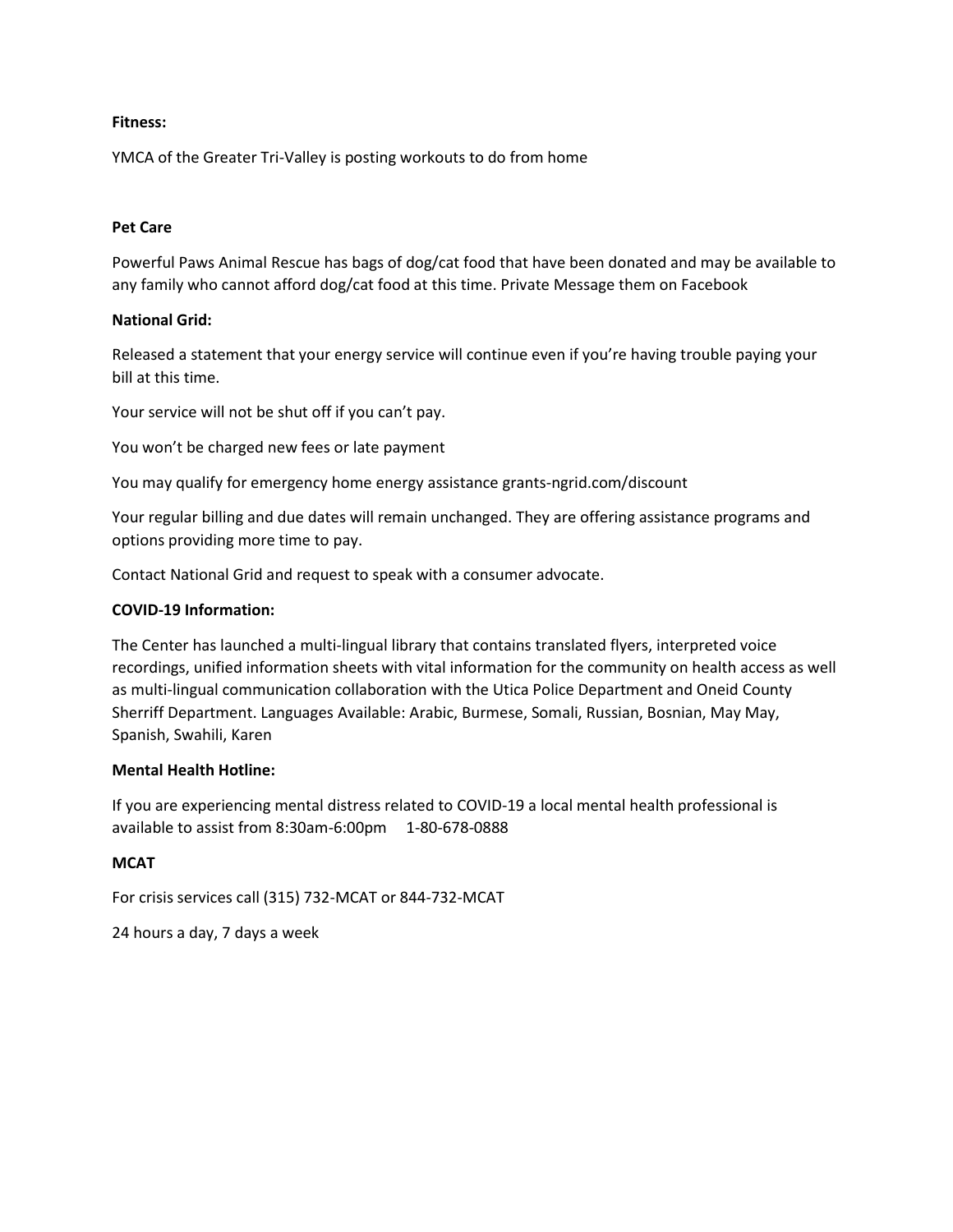**Fitness:**

YMCA of the Greater Tri-Valley is posting workouts to do from home

**Pet Care**

Powerful Paws Animal Rescue has bags of dog/cat food that have been donated and may be available to any family who cannot afford dog/cat food at this time. Private Message them on Facebook

**National Grid:**

Released a statement that your energy service will continue even if you're having trouble paying your bill at this time.

Your service will not be shut off if you can't pay.

You won't be charged new fees or late payment

You may qualify for emergency home energy assistance grants-ngrid.com/discount

Your regular billing and due dates will remain unchanged. They are offering assistance programs and options providing more time to pay.

Contact National Grid and request to speak with a consumer advocate.

**COVID-19 Information:**

The Center has launched a multi-lingual library that contains translated flyers, interpreted voice recordings, unified information sheets with vital information for the community on health access as well as multi-lingual communication collaboration with the Utica Police Department and Oneid County Sherriff Department. Languages Available: Arabic, Burmese, Somali, Russian, Bosnian, May May, Spanish, Swahili, Karen

**Mental Health Hotline:**

If you are experiencing mental distress related to COVID-19 a local mental health professional is available to assist from 8:30am-6:00pm 1-80-678-0888

**MCAT**

For crisis services call (315) 732-MCAT or 844-732-MCAT

24 hours a day, 7 days a week